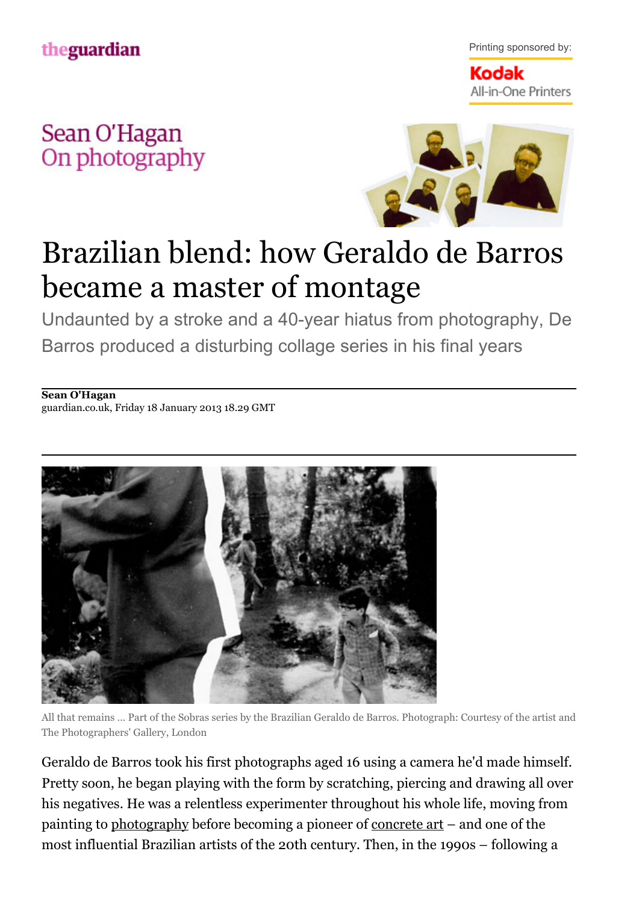theguardian

Printing sponsored by:

Kodak All-in-One Printers

Sean O'Hagan On photography

# Brazilian blend: how Geraldo de Barros became a master of montage

Undaunted by a stroke and a 40-year hiatus from photography, De Barros produced a disturbing collage series in his final years

**Sean O'Hagan**
guardian.co.uk, Friday 18 January 2013 18.29 GMT

All that remains ... Part of the Sobras series by the Brazilian Geraldo de Barros. Photograph: Courtesy of the artist and The Photographers' Gallery, London

Geraldo de Barros took his first photographs aged 16 using a camera he'd made himself. Pretty soon, he began playing with the form by scratching, piercing and drawing all over his negatives. He was a relentless experimenter throughout his whole life, moving from painting to photography before becoming a pioneer of concrete art – and one of the most influential Brazilian artists of the 20th century. Then, in the 1990s – following a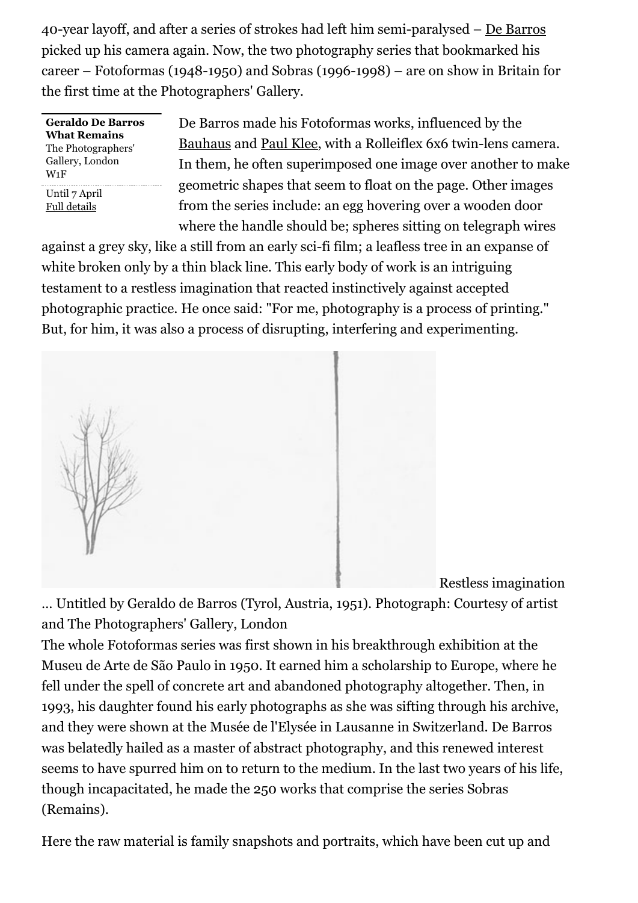40-year layoff, and after a series of strokes had left him semi-paralysed – De Barros picked up his camera again. Now, the two photography series that bookmarked his career – Fotoformas (1948-1950) and Sobras (1996-1998) – are on show in Britain for the first time at the Photographers' Gallery.

**Geraldo De Barros What Remains**
The Photographers' Gallery, London W1F
Until 7 April
Full details

De Barros made his Fotoformas works, influenced by the Bauhaus and Paul Klee, with a Rolleiflex 6x6 twin-lens camera. In them, he often superimposed one image over another to make geometric shapes that seem to float on the page. Other images from the series include: an egg hovering over a wooden door where the handle should be; spheres sitting on telegraph wires against a grey sky, like a still from an early sci-fi film; a leafless tree in an expanse of white broken only by a thin black line. This early body of work is an intriguing testament to a restless imagination that reacted instinctively against accepted photographic practice. He once said: "For me, photography is a process of printing." But, for him, it was also a process of disrupting, interfering and experimenting.

Restless imagination … Untitled by Geraldo de Barros (Tyrol, Austria, 1951). Photograph: Courtesy of artist and The Photographers' Gallery, London

The whole Fotoformas series was first shown in his breakthrough exhibition at the Museu de Arte de São Paulo in 1950. It earned him a scholarship to Europe, where he fell under the spell of concrete art and abandoned photography altogether. Then, in 1993, his daughter found his early photographs as she was sifting through his archive, and they were shown at the Musée de l'Elysée in Lausanne in Switzerland. De Barros was belatedly hailed as a master of abstract photography, and this renewed interest seems to have spurred him on to return to the medium. In the last two years of his life, though incapacitated, he made the 250 works that comprise the series Sobras (Remains).

Here the raw material is family snapshots and portraits, which have been cut up and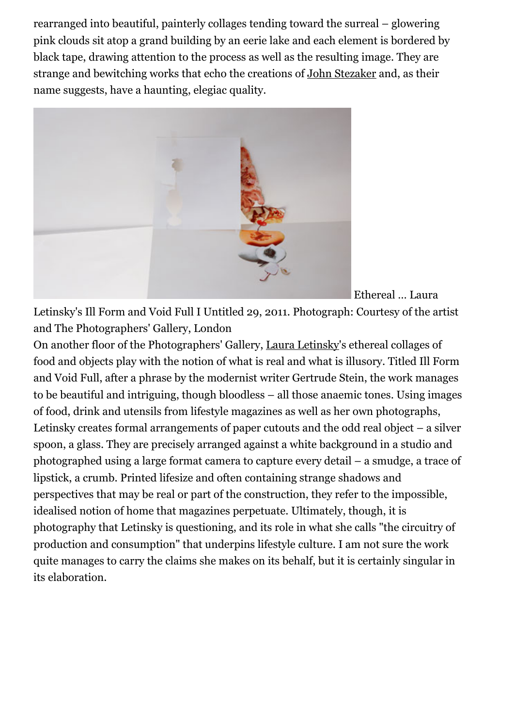rearranged into beautiful, painterly collages tending toward the surreal – glowering pink clouds sit atop a grand building by an eerie lake and each element is bordered by black tape, drawing attention to the process as well as the resulting image. They are strange and bewitching works that echo the creations of John Stezaker and, as their name suggests, have a haunting, elegiac quality.

Ethereal ... Laura Letinsky's Ill Form and Void Full I Untitled 29, 2011. Photograph: Courtesy of the artist and The Photographers' Gallery, London

On another floor of the Photographers' Gallery, Laura Letinsky's ethereal collages of food and objects play with the notion of what is real and what is illusory. Titled Ill Form and Void Full, after a phrase by the modernist writer Gertrude Stein, the work manages to be beautiful and intriguing, though bloodless – all those anaemic tones. Using images of food, drink and utensils from lifestyle magazines as well as her own photographs, Letinsky creates formal arrangements of paper cutouts and the odd real object – a silver spoon, a glass. They are precisely arranged against a white background in a studio and photographed using a large format camera to capture every detail – a smudge, a trace of lipstick, a crumb. Printed lifesize and often containing strange shadows and perspectives that may be real or part of the construction, they refer to the impossible, idealised notion of home that magazines perpetuate. Ultimately, though, it is photography that Letinsky is questioning, and its role in what she calls "the circuitry of production and consumption" that underpins lifestyle culture. I am not sure the work quite manages to carry the claims she makes on its behalf, but it is certainly singular in its elaboration.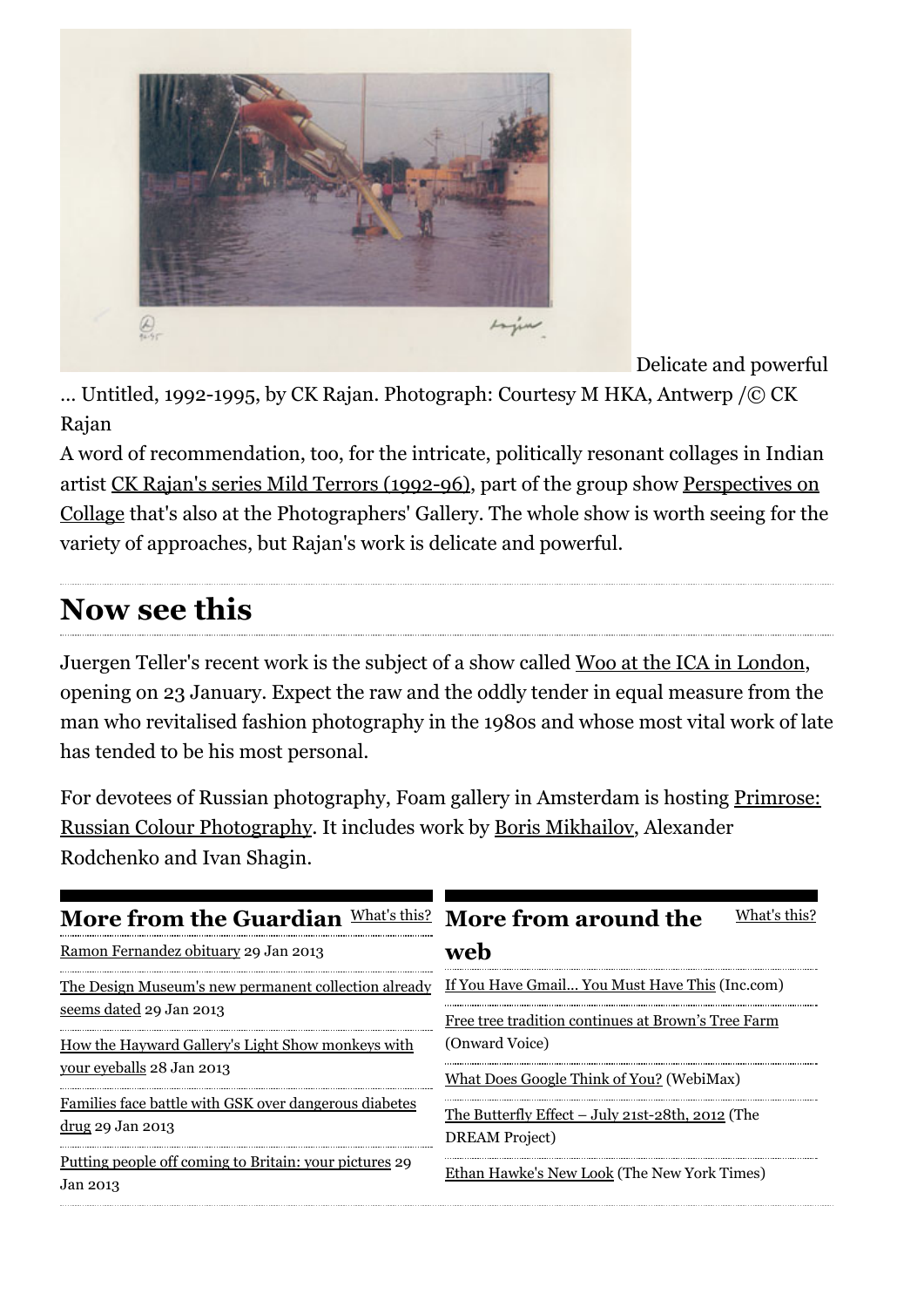Delicate and powerful … Untitled, 1992-1995, by CK Rajan. Photograph: Courtesy M HKA, Antwerp /© CK Rajan

A word of recommendation, too, for the intricate, politically resonant collages in Indian artist CK Rajan's series Mild Terrors (1992-96), part of the group show Perspectives on Collage that's also at the Photographers' Gallery. The whole show is worth seeing for the variety of approaches, but Rajan's work is delicate and powerful.

## Now see this

Juergen Teller's recent work is the subject of a show called Woo at the ICA in London, opening on 23 January. Expect the raw and the oddly tender in equal measure from the man who revitalised fashion photography in the 1980s and whose most vital work of late has tended to be his most personal.

For devotees of Russian photography, Foam gallery in Amsterdam is hosting Primrose: Russian Colour Photography. It includes work by Boris Mikhailov, Alexander Rodchenko and Ivan Shagin.

### More from the Guardian

What's this?

- Ramon Fernandez obituary 29 Jan 2013
- The Design Museum's new permanent collection already seems dated 29 Jan 2013
- How the Hayward Gallery's Light Show monkeys with your eyeballs 28 Jan 2013
- Families face battle with GSK over dangerous diabetes drug 29 Jan 2013
- Putting people off coming to Britain: your pictures 29 Jan 2013

### More from around the web

What's this?

- If You Have Gmail... You Must Have This (Inc.com)
- Free tree tradition continues at Brown's Tree Farm (Onward Voice)
- What Does Google Think of You? (WebiMax)
- The Butterfly Effect – July 21st-28th, 2012 (The DREAM Project)
- Ethan Hawke's New Look (The New York Times)